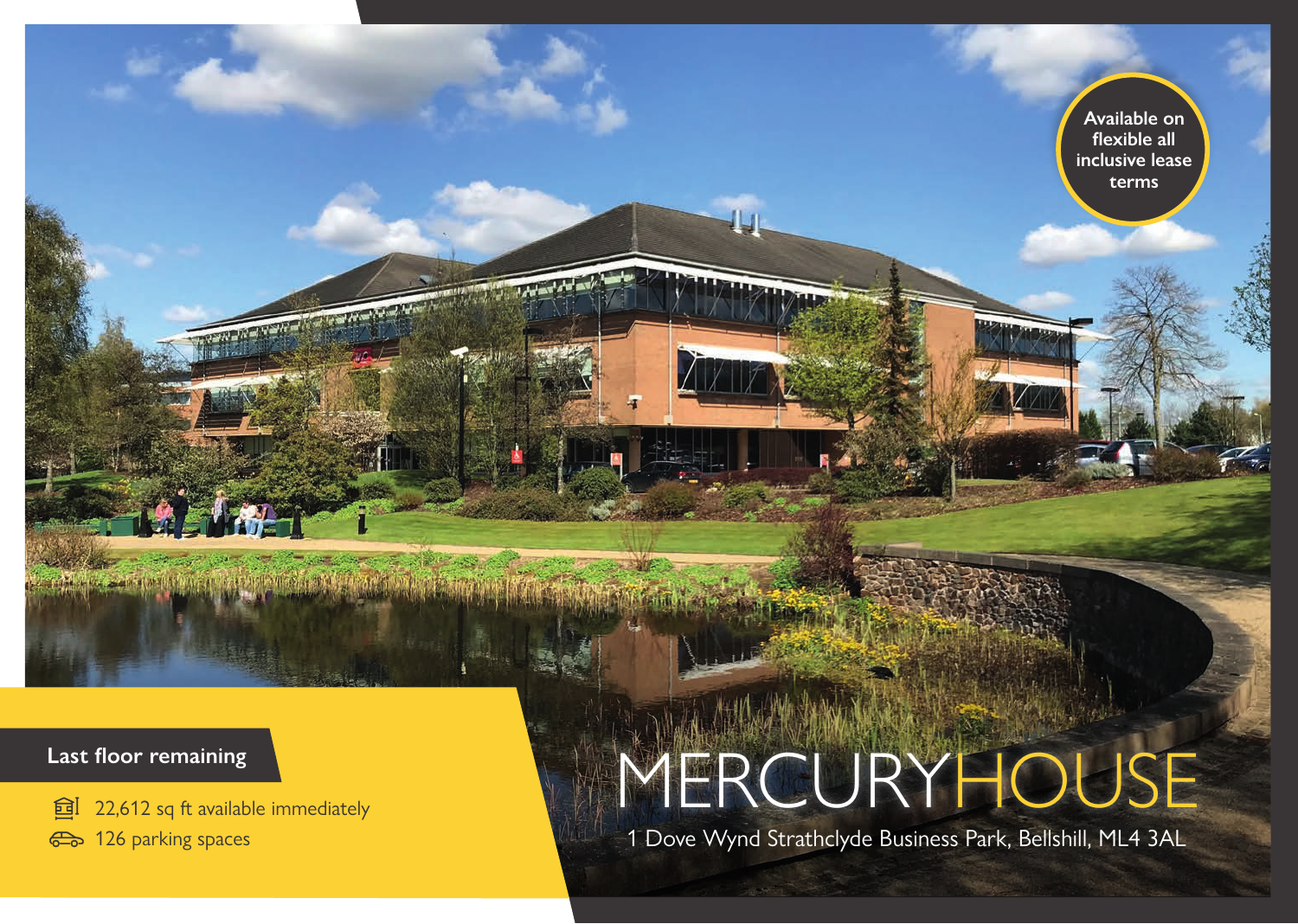# MERCURYHOUSE

1 Dove Wynd Strathclyde Business Park, Bellshill, ML4 3AL

Available on flexible all inclusive lease terms

**Last floor remaining**

- 22,612 sq ft available immediately
- 126 parking spaces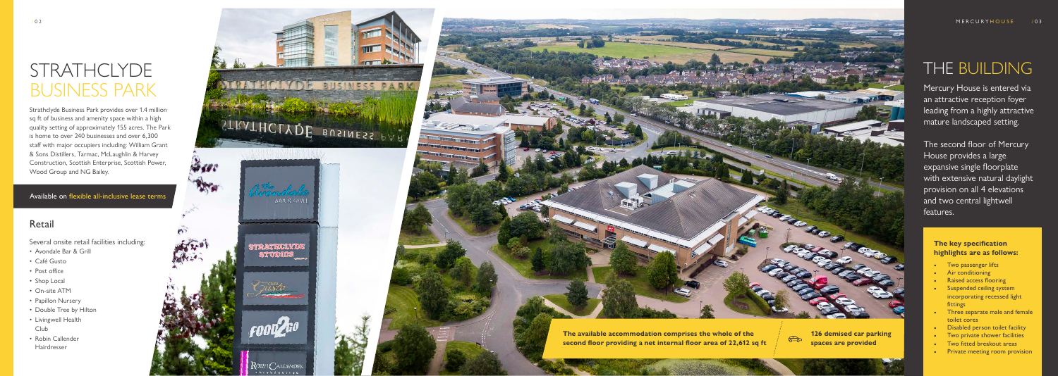# STRATHCLYDE BUSINESS PARK

Strathclyde Business Park provides over 1.4 million sq ft of business and amenity space within a high quality setting of approximately 155 acres. The Park is home to over 240 businesses and over 6,300 staff with major occupiers including: William Grant & Sons Distillers, Tarmac, McLaughlin & Harvey Construction, Scottish Enterprise, Scottish Power, Wood Group and NG Bailey.

Available on flexible all-inclusive lease terms

## Retail

Several onsite retail facilities including:

- Avondale Bar & Grill
- Café Gusto
- Post office
- Shop Local
- On-site ATM
- Papillon Nursery
- Double Tree by Hilton
- Livingwell Health Club
- Robin Callender Hairdresser

**The available accommodation comprises the whole of the second floor providing a net internal floor area of 22,612 sq ft**

**126 demised car parking spaces are provided**

# THE BUILDING

Mercury House is entered via an attractive reception foyer leading from a highly attractive mature landscaped setting.

The second floor of Mercury House provides a large expansive single floorplate with extensive natural daylight provision on all 4 elevations and two central lightwell features.

**The key specification highlights are as follows:**

- Two passenger lifts
- Air conditioning
- Raised access flooring
- Suspended ceiling system incorporating recessed light fittings
- Three separate male and female toilet cores
- Disabled person toilet facility
- Two private shower facilities
- Two fitted breakout areas
- Private meeting room provision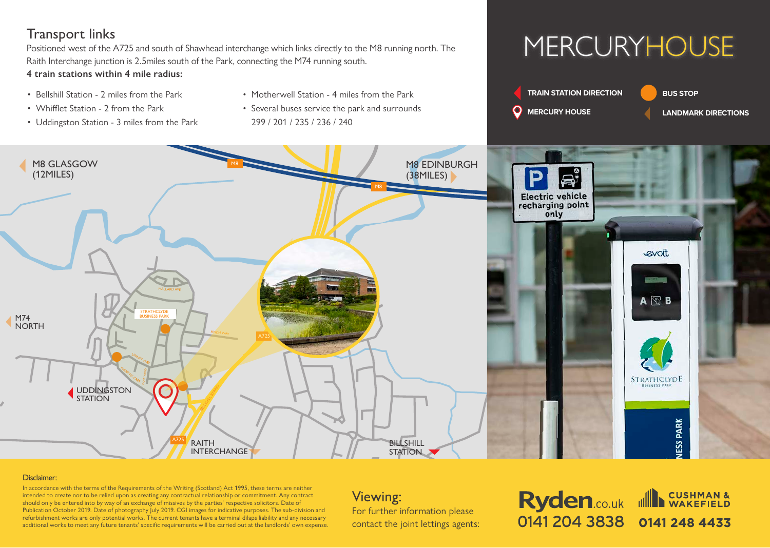## Transport links

Positioned west of the A725 and south of Shawhead interchange which links directly to the M8 running north. The Raith Interchange junction is 2.5miles south of the Park, connecting the M74 running south.

**4 train stations within 4 mile radius:**

- Bellshill Station - 2 miles from the Park
- Whifflet Station - 2 from the Park
- Uddingston Station - 3 miles from the Park
- Motherwell Station - 4 miles from the Park
- Several buses service the park and surrounds 299 / 201 / 235 / 236 / 240

# MERCURYHOUSE

TRAIN STATION DIRECTION

MERCURY HOUSE

BUS STOP

LANDMARK DIRECTIONS

M8 GLASGOW (12MILES)

M8 EDINBURGH (38MILES)

M74 NORTH

UDDINGSTON STATION

RAITH INTERCHANGE

BILLSHILL STATION

STRATHCLYDE BUSINESS PARK

#### Disclaimer:

In accordance with the terms of the Requirements of the Writing (Scotland) Act 1995, these terms are neither intended to create nor to be relied upon as creating any contractual relationship or commitment. Any contract should only be entered into by way of an exchange of missives by the parties' respective solicitors. Date of Publication October 2019. Date of photography July 2019. CGI images for indicative purposes. The sub-division and refurbishment works are only potential works. The current tenants have a terminal dilaps liability and any necessary additional works to meet any future tenants' specific requirements will be carried out at the landlords' own expense.

## Viewing:

For further information please contact the joint lettings agents:

**Ryden**.co.uk
0141 204 3838

**CUSHMAN & WAKEFIELD**
**0141 248 4433**